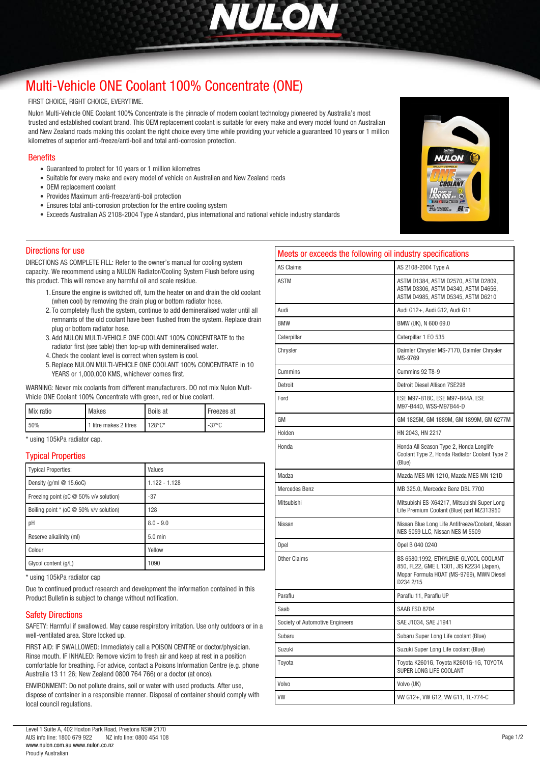# Multi-Vehicle ONE Coolant 100% Concentrate (ONE)

FIRST CHOICE, RIGHT CHOICE, EVERYTIME.

Nulon Multi-Vehicle ONE Coolant 100% Concentrate is the pinnacle of modern coolant technology pioneered by Australia's most trusted and established coolant brand. This OEM replacement coolant is suitable for every make and every model found on Australian and New Zealand roads making this coolant the right choice every time while providing your vehicle a guaranteed 10 years or 1 million kilometres of superior anti-freeze/anti-boil and total anti-corrosion protection.

## Benefits

- Guaranteed to protect for 10 years or 1 million kilometres
- Suitable for every make and every model of vehicle on Australian and New Zealand roads
- OEM replacement coolant
- Provides Maximum anti-freeze/anti-boil protection
- Ensures total anti-corrosion protection for the entire cooling system
- Exceeds Australian AS 2108-2004 Type A standard, plus international and national vehicle industry standards

## Directions for use

DIRECTIONS AS COMPLETE FILL: Refer to the owner's manual for cooling system capacity. We recommend using a NULON Radiator/Cooling System Flush before using this product. This will remove any harmful oil and scale residue.

1. Ensure the engine is switched off, turn the heater on and drain the old coolant (when cool) by removing the drain plug or bottom radiator hose.
2. To completely flush the system, continue to add demineralised water until all remnants of the old coolant have been flushed from the system. Replace drain plug or bottom radiator hose.
3. Add NULON MULTI-VEHICLE ONE COOLANT 100% CONCENTRATE to the radiator first (see table) then top-up with demineralised water.
4. Check the coolant level is correct when system is cool.
5. Replace NULON MULTI-VEHICLE ONE COOLANT 100% CONCENTRATE in 10 YEARS or 1,000,000 KMS, whichever comes first.

WARNING: Never mix coolants from different manufacturers. DO not mix Nulon Mult-Vhicle ONE Coolant 100% Concentrate with green, red or blue coolant.

| Mix ratio | Makes | Boils at | Freezes at |
|---|---|---|---|
| 50% | 1 litre makes 2 litres | 128°C* | -37°C |

\* using 105kPa radiator cap.

## Typical Properties

| Typical Properties: | Values |
|---|---|
| Density (g/ml @ 15.6oC) | 1.122 - 1.128 |
| Freezing point (oC @ 50% v/v solution) | -37 |
| Boiling point * (oC @ 50% v/v solution) | 128 |
| pH | 8.0 - 9.0 |
| Reserve alkalinity (ml) | 5.0 min |
| Colour | Yellow |
| Glycol content (g/L) | 1090 |

\* using 105kPa radiator cap

Due to continued product research and development the information contained in this Product Bulletin is subject to change without notification.

## Safety Directions

SAFETY: Harmful if swallowed. May cause respiratory irritation. Use only outdoors or in a well-ventilated area. Store locked up.

FIRST AID: IF SWALLOWED: Immediately call a POISON CENTRE or doctor/physician. Rinse mouth. IF INHALED: Remove victim to fresh air and keep at rest in a position comfortable for breathing. For advice, contact a Poisons Information Centre (e.g. phone Australia 13 11 26; New Zealand 0800 764 766) or a doctor (at once).

ENVIRONMENT: Do not pollute drains, soil or water with used products. After use, dispose of container in a responsible manner. Disposal of container should comply with local council regulations.

## Meets or exceeds the following oil industry specifications

| | |
|---|---|
| AS Claims | AS 2108-2004 Type A |
| ASTM | ASTM D1384, ASTM D2570, ASTM D2809, ASTM D3306, ASTM D4340, ASTM D4656, ASTM D4985, ASTM D5345, ASTM D6210 |
| Audi | Audi G12+, Audi G12, Audi G11 |
| BMW | BMW (UK), N 600 69.0 |
| Caterpillar | Caterpillar 1 EO 535 |
| Chrysler | Daimler Chrysler MS-7170, Daimler Chrysler MS-9769 |
| Cummins | Cummins 92 T8-9 |
| Detroit | Detroit Diesel Allison 7SE298 |
| Ford | ESE M97-B18C, ESE M97-B44A, ESE M97-B44D, WSS-M97B44-D |
| GM | GM 1825M, GM 1889M, GM 1899M, GM 6277M |
| Holden | HN 2043, HN 2217 |
| Honda | Honda All Season Type 2, Honda Longlife Coolant Type 2, Honda Radiator Coolant Type 2 (Blue) |
| Madza | Mazda MES MN 1210, Mazda MES MN 121D |
| Mercedes Benz | MB 325.0, Mercedez Benz DBL 7700 |
| Mitsubishi | Mitsubishi ES-X64217, Mitsubishi Super Long Life Premium Coolant (Blue) part MZ313950 |
| Nissan | Nissan Blue Long Life Antifreeze/Coolant, Nissan NES 5059 LLC, Nissan NES M 5509 |
| Opel | Opel B 040 0240 |
| Other Claims | BS 6580:1992, ETHYLENE-GLYCOL COOLANT 850, FL22, GME L 1301, JIS K2234 (Japan), Mopar Formula HOAT (MS-9769), MWN Diesel D234 2/15 |
| Paraflu | Paraflu 11, Paraflu UP |
| Saab | SAAB FSD 8704 |
| Society of Automotive Engineers | SAE J1034, SAE J1941 |
| Subaru | Subaru Super Long Life coolant (Blue) |
| Suzuki | Suzuki Super Long Life coolant (Blue) |
| Toyota | Toyota K2601G, Toyota K2601G-1G, TOYOTA SUPER LONG LIFE COOLANT |
| Volvo | Volvo (UK) |
| VW | VW G12+, VW G12, VW G11, TL-774-C |

Level 1 Suite A, 402 Hoxton Park Road, Prestons NSW 2170
AUS info line: 1800 679 922 NZ info line: 0800 454 108
www.nulon.com.au www.nulon.co.nz
Proudly Australian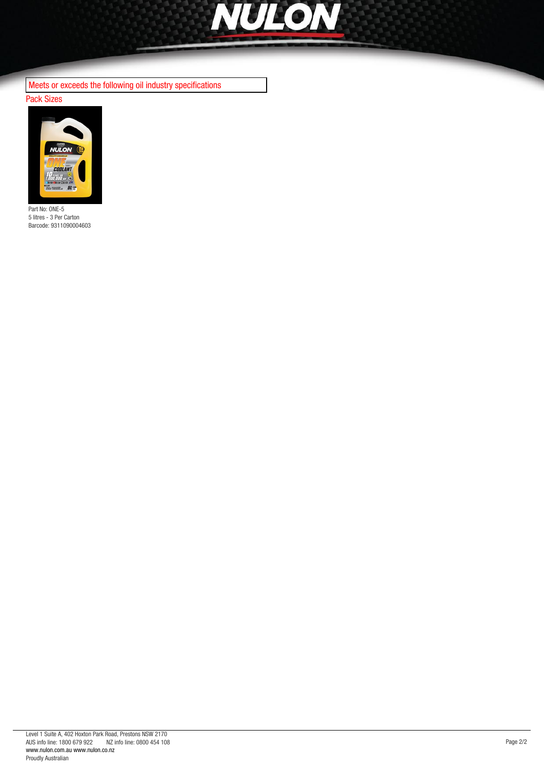## Meets or exceeds the following oil industry specifications

## Pack Sizes

Part No: ONE-5
5 litres - 3 Per Carton
Barcode: 9311090004603

Level 1 Suite A, 402 Hoxton Park Road, Prestons NSW 2170
AUS info line: 1800 679 922 NZ info line: 0800 454 108
www.nulon.com.au www.nulon.co.nz
Proudly Australian